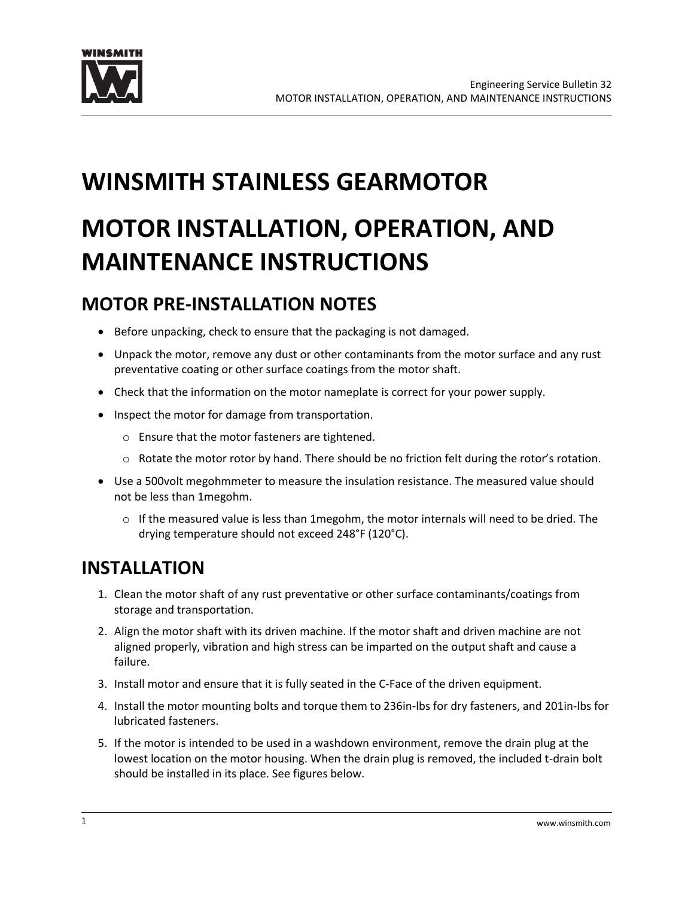# WINSMITH STAINLESS GEARMOTOR

# MOTOR INSTALLATION, OPERATION, AND MAINTENANCE INSTRUCTIONS

## MOTOR PRE-INSTALLATION NOTES

- Before unpacking, check to ensure that the packaging is not damaged.
- Unpack the motor, remove any dust or other contaminants from the motor surface and any rust preventative coating or other surface coatings from the motor shaft.
- Check that the information on the motor nameplate is correct for your power supply.
- Inspect the motor for damage from transportation.
  - Ensure that the motor fasteners are tightened.
  - Rotate the motor rotor by hand. There should be no friction felt during the rotor's rotation.
- Use a 500volt megohmmeter to measure the insulation resistance. The measured value should not be less than 1megohm.
  - If the measured value is less than 1megohm, the motor internals will need to be dried. The drying temperature should not exceed 248°F (120°C).

## INSTALLATION

1. Clean the motor shaft of any rust preventative or other surface contaminants/coatings from storage and transportation.
2. Align the motor shaft with its driven machine. If the motor shaft and driven machine are not aligned properly, vibration and high stress can be imparted on the output shaft and cause a failure.
3. Install motor and ensure that it is fully seated in the C-Face of the driven equipment.
4. Install the motor mounting bolts and torque them to 236in-lbs for dry fasteners, and 201in-lbs for lubricated fasteners.
5. If the motor is intended to be used in a washdown environment, remove the drain plug at the lowest location on the motor housing. When the drain plug is removed, the included t-drain bolt should be installed in its place. See figures below.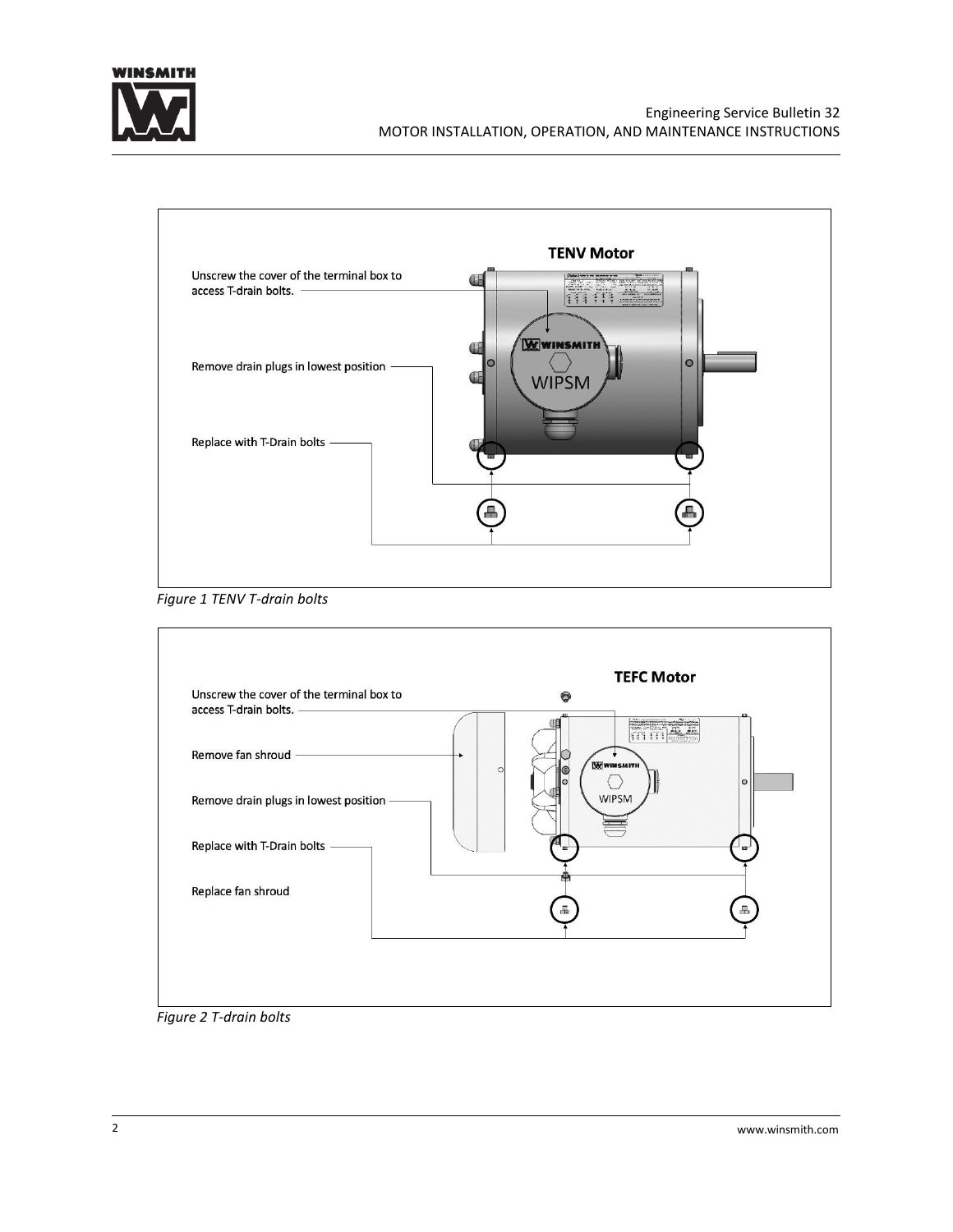**TENV Motor**

Unscrew the cover of the terminal box to access T-drain bolts.

Remove drain plugs in lowest position

Replace with T-Drain bolts

*Figure 1 TENV T-drain bolts*

**TEFC Motor**

Unscrew the cover of the terminal box to access T-drain bolts.

Remove fan shroud

Remove drain plugs in lowest position

Replace with T-Drain bolts

Replace fan shroud

*Figure 2 T-drain bolts*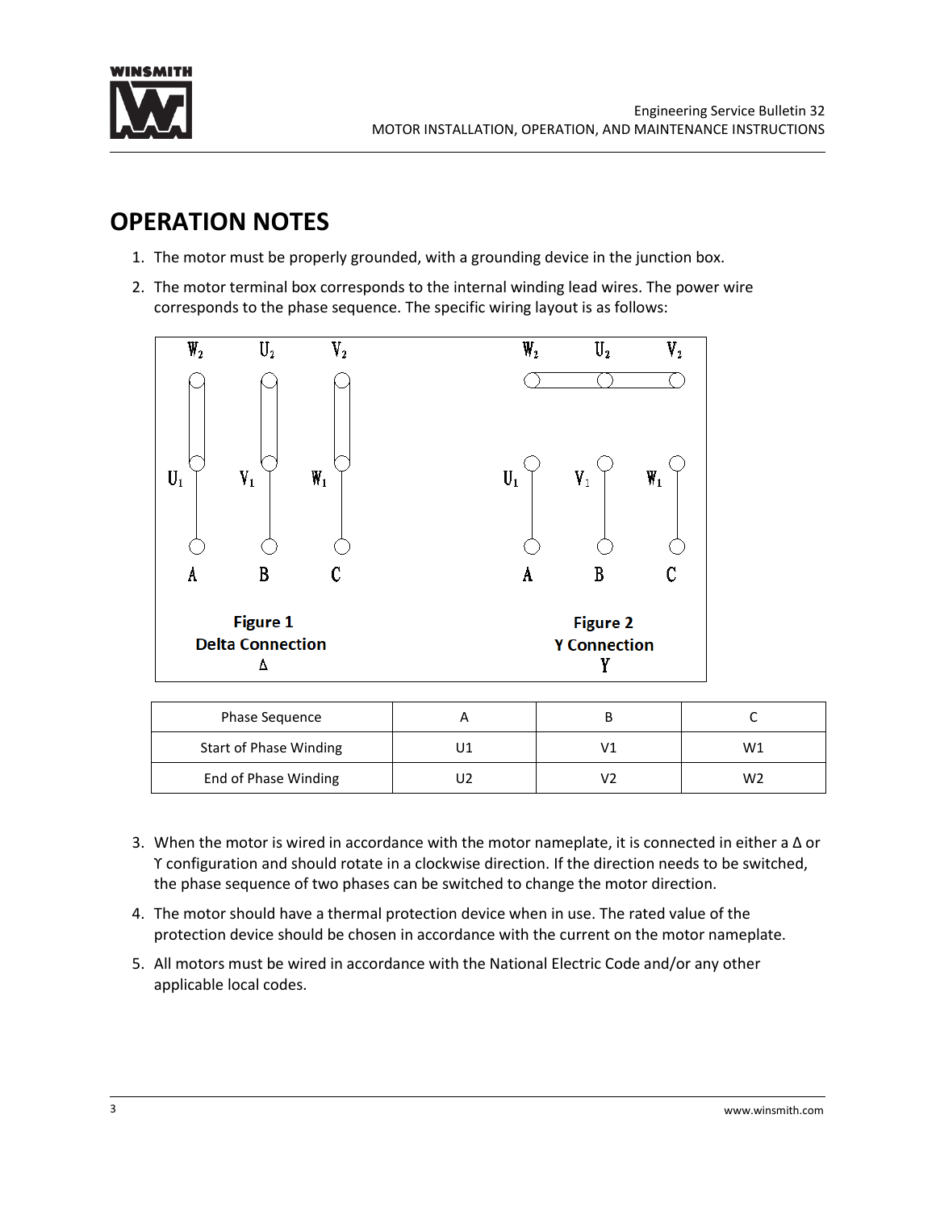## OPERATION NOTES

1. The motor must be properly grounded, with a grounding device in the junction box.
2. The motor terminal box corresponds to the internal winding lead wires. The power wire corresponds to the phase sequence. The specific wiring layout is as follows:

Figure 1
Delta Connection
Δ

Figure 2
Y Connection
Y

| Phase Sequence | A | B | C |
|---|---|---|---|
| Start of Phase Winding | U1 | V1 | W1 |
| End of Phase Winding | U2 | V2 | W2 |

3. When the motor is wired in accordance with the motor nameplate, it is connected in either a Δ or Y configuration and should rotate in a clockwise direction. If the direction needs to be switched, the phase sequence of two phases can be switched to change the motor direction.
4. The motor should have a thermal protection device when in use. The rated value of the protection device should be chosen in accordance with the current on the motor nameplate.
5. All motors must be wired in accordance with the National Electric Code and/or any other applicable local codes.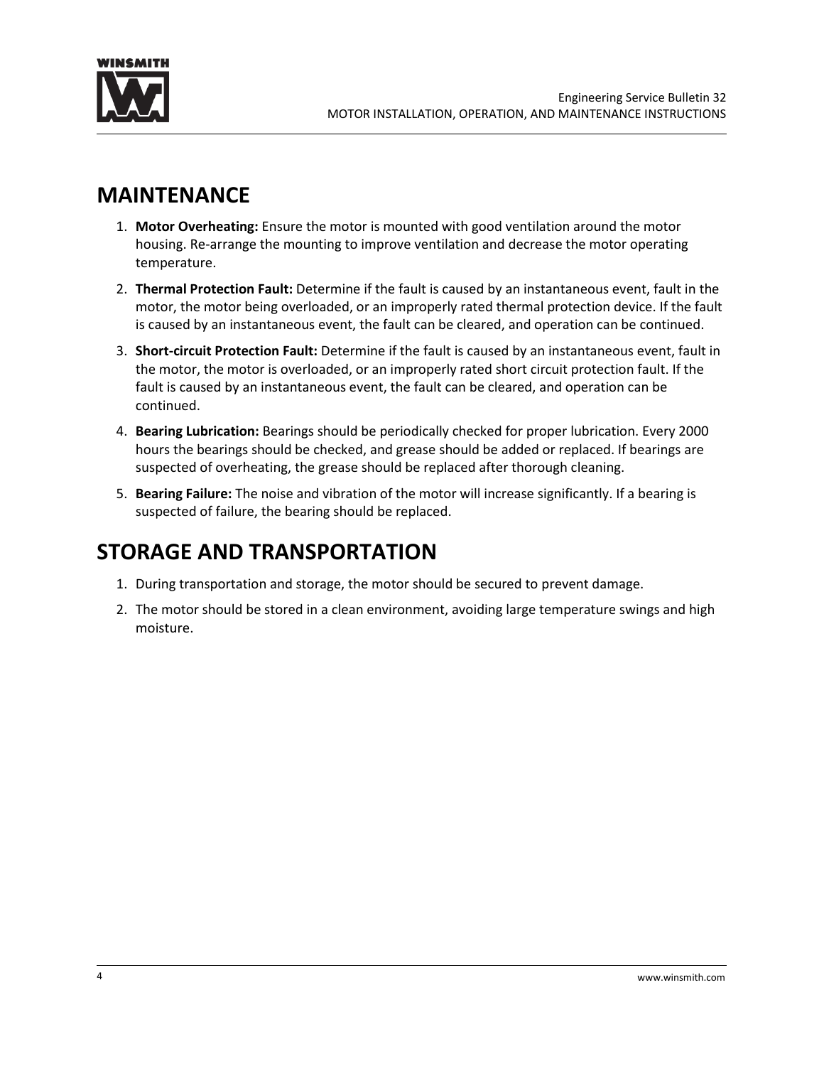# MAINTENANCE

1. **Motor Overheating:** Ensure the motor is mounted with good ventilation around the motor housing. Re-arrange the mounting to improve ventilation and decrease the motor operating temperature.
2. **Thermal Protection Fault:** Determine if the fault is caused by an instantaneous event, fault in the motor, the motor being overloaded, or an improperly rated thermal protection device. If the fault is caused by an instantaneous event, the fault can be cleared, and operation can be continued.
3. **Short-circuit Protection Fault:** Determine if the fault is caused by an instantaneous event, fault in the motor, the motor is overloaded, or an improperly rated short circuit protection fault. If the fault is caused by an instantaneous event, the fault can be cleared, and operation can be continued.
4. **Bearing Lubrication:** Bearings should be periodically checked for proper lubrication. Every 2000 hours the bearings should be checked, and grease should be added or replaced. If bearings are suspected of overheating, the grease should be replaced after thorough cleaning.
5. **Bearing Failure:** The noise and vibration of the motor will increase significantly. If a bearing is suspected of failure, the bearing should be replaced.

# STORAGE AND TRANSPORTATION

1. During transportation and storage, the motor should be secured to prevent damage.
2. The motor should be stored in a clean environment, avoiding large temperature swings and high moisture.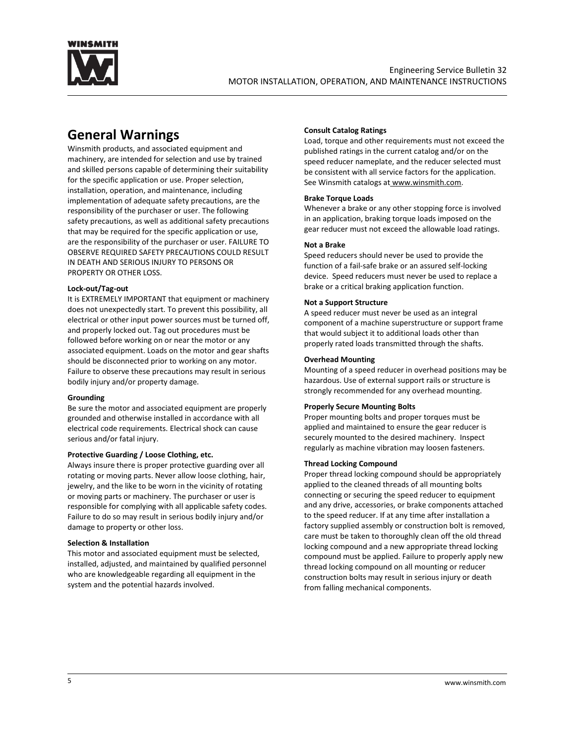# General Warnings

Winsmith products, and associated equipment and machinery, are intended for selection and use by trained and skilled persons capable of determining their suitability for the specific application or use. Proper selection, installation, operation, and maintenance, including implementation of adequate safety precautions, are the responsibility of the purchaser or user. The following safety precautions, as well as additional safety precautions that may be required for the specific application or use, are the responsibility of the purchaser or user. FAILURE TO OBSERVE REQUIRED SAFETY PRECAUTIONS COULD RESULT IN DEATH AND SERIOUS INJURY TO PERSONS OR PROPERTY OR OTHER LOSS.

**Lock-out/Tag-out**

It is EXTREMELY IMPORTANT that equipment or machinery does not unexpectedly start. To prevent this possibility, all electrical or other input power sources must be turned off, and properly locked out. Tag out procedures must be followed before working on or near the motor or any associated equipment. Loads on the motor and gear shafts should be disconnected prior to working on any motor. Failure to observe these precautions may result in serious bodily injury and/or property damage.

**Grounding**

Be sure the motor and associated equipment are properly grounded and otherwise installed in accordance with all electrical code requirements. Electrical shock can cause serious and/or fatal injury.

**Protective Guarding / Loose Clothing, etc.**

Always insure there is proper protective guarding over all rotating or moving parts. Never allow loose clothing, hair, jewelry, and the like to be worn in the vicinity of rotating or moving parts or machinery. The purchaser or user is responsible for complying with all applicable safety codes. Failure to do so may result in serious bodily injury and/or damage to property or other loss.

**Selection & Installation**

This motor and associated equipment must be selected, installed, adjusted, and maintained by qualified personnel who are knowledgeable regarding all equipment in the system and the potential hazards involved.

**Consult Catalog Ratings**

Load, torque and other requirements must not exceed the published ratings in the current catalog and/or on the speed reducer nameplate, and the reducer selected must be consistent with all service factors for the application. See Winsmith catalogs at www.winsmith.com.

**Brake Torque Loads**

Whenever a brake or any other stopping force is involved in an application, braking torque loads imposed on the gear reducer must not exceed the allowable load ratings.

**Not a Brake**

Speed reducers should never be used to provide the function of a fail-safe brake or an assured self-locking device. Speed reducers must never be used to replace a brake or a critical braking application function.

**Not a Support Structure**

A speed reducer must never be used as an integral component of a machine superstructure or support frame that would subject it to additional loads other than properly rated loads transmitted through the shafts.

**Overhead Mounting**

Mounting of a speed reducer in overhead positions may be hazardous. Use of external support rails or structure is strongly recommended for any overhead mounting.

**Properly Secure Mounting Bolts**

Proper mounting bolts and proper torques must be applied and maintained to ensure the gear reducer is securely mounted to the desired machinery. Inspect regularly as machine vibration may loosen fasteners.

**Thread Locking Compound**

Proper thread locking compound should be appropriately applied to the cleaned threads of all mounting bolts connecting or securing the speed reducer to equipment and any drive, accessories, or brake components attached to the speed reducer. If at any time after installation a factory supplied assembly or construction bolt is removed, care must be taken to thoroughly clean off the old thread locking compound and a new appropriate thread locking compound must be applied. Failure to properly apply new thread locking compound on all mounting or reducer construction bolts may result in serious injury or death from falling mechanical components.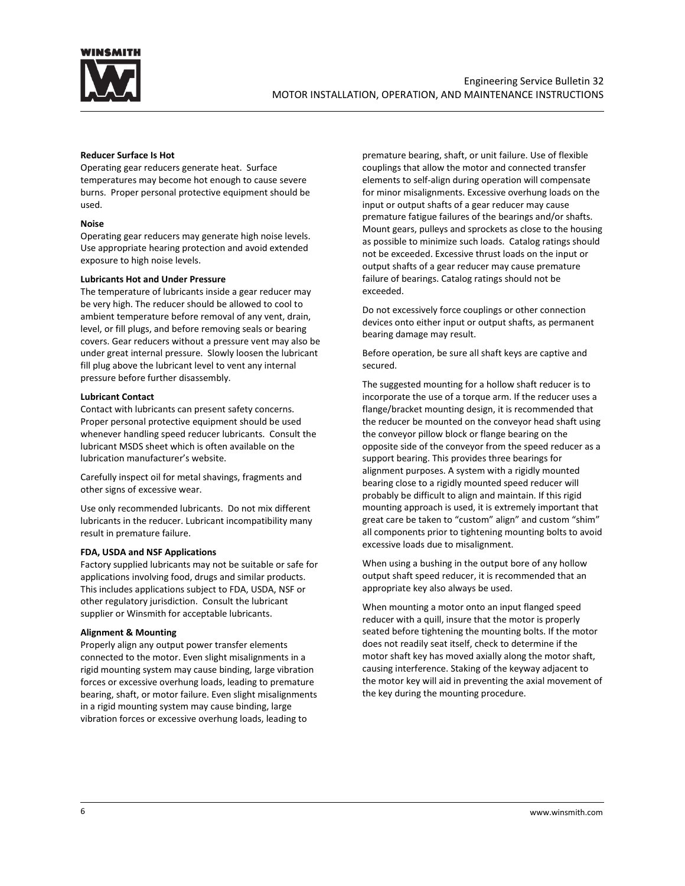**Reducer Surface Is Hot**

Operating gear reducers generate heat. Surface temperatures may become hot enough to cause severe burns. Proper personal protective equipment should be used.

**Noise**

Operating gear reducers may generate high noise levels. Use appropriate hearing protection and avoid extended exposure to high noise levels.

**Lubricants Hot and Under Pressure**

The temperature of lubricants inside a gear reducer may be very high. The reducer should be allowed to cool to ambient temperature before removal of any vent, drain, level, or fill plugs, and before removing seals or bearing covers. Gear reducers without a pressure vent may also be under great internal pressure. Slowly loosen the lubricant fill plug above the lubricant level to vent any internal pressure before further disassembly.

**Lubricant Contact**

Contact with lubricants can present safety concerns. Proper personal protective equipment should be used whenever handling speed reducer lubricants. Consult the lubricant MSDS sheet which is often available on the lubrication manufacturer's website.

Carefully inspect oil for metal shavings, fragments and other signs of excessive wear.

Use only recommended lubricants. Do not mix different lubricants in the reducer. Lubricant incompatibility many result in premature failure.

**FDA, USDA and NSF Applications**

Factory supplied lubricants may not be suitable or safe for applications involving food, drugs and similar products. This includes applications subject to FDA, USDA, NSF or other regulatory jurisdiction. Consult the lubricant supplier or Winsmith for acceptable lubricants.

**Alignment & Mounting**

Properly align any output power transfer elements connected to the motor. Even slight misalignments in a rigid mounting system may cause binding, large vibration forces or excessive overhung loads, leading to premature bearing, shaft, or motor failure. Even slight misalignments in a rigid mounting system may cause binding, large vibration forces or excessive overhung loads, leading to premature bearing, shaft, or unit failure. Use of flexible couplings that allow the motor and connected transfer elements to self-align during operation will compensate for minor misalignments. Excessive overhung loads on the input or output shafts of a gear reducer may cause premature fatigue failures of the bearings and/or shafts. Mount gears, pulleys and sprockets as close to the housing as possible to minimize such loads. Catalog ratings should not be exceeded. Excessive thrust loads on the input or output shafts of a gear reducer may cause premature failure of bearings. Catalog ratings should not be exceeded.

Do not excessively force couplings or other connection devices onto either input or output shafts, as permanent bearing damage may result.

Before operation, be sure all shaft keys are captive and secured.

The suggested mounting for a hollow shaft reducer is to incorporate the use of a torque arm. If the reducer uses a flange/bracket mounting design, it is recommended that the reducer be mounted on the conveyor head shaft using the conveyor pillow block or flange bearing on the opposite side of the conveyor from the speed reducer as a support bearing. This provides three bearings for alignment purposes. A system with a rigidly mounted bearing close to a rigidly mounted speed reducer will probably be difficult to align and maintain. If this rigid mounting approach is used, it is extremely important that great care be taken to "custom" align" and custom "shim" all components prior to tightening mounting bolts to avoid excessive loads due to misalignment.

When using a bushing in the output bore of any hollow output shaft speed reducer, it is recommended that an appropriate key also always be used.

When mounting a motor onto an input flanged speed reducer with a quill, insure that the motor is properly seated before tightening the mounting bolts. If the motor does not readily seat itself, check to determine if the motor shaft key has moved axially along the motor shaft, causing interference. Staking of the keyway adjacent to the motor key will aid in preventing the axial movement of the key during the mounting procedure.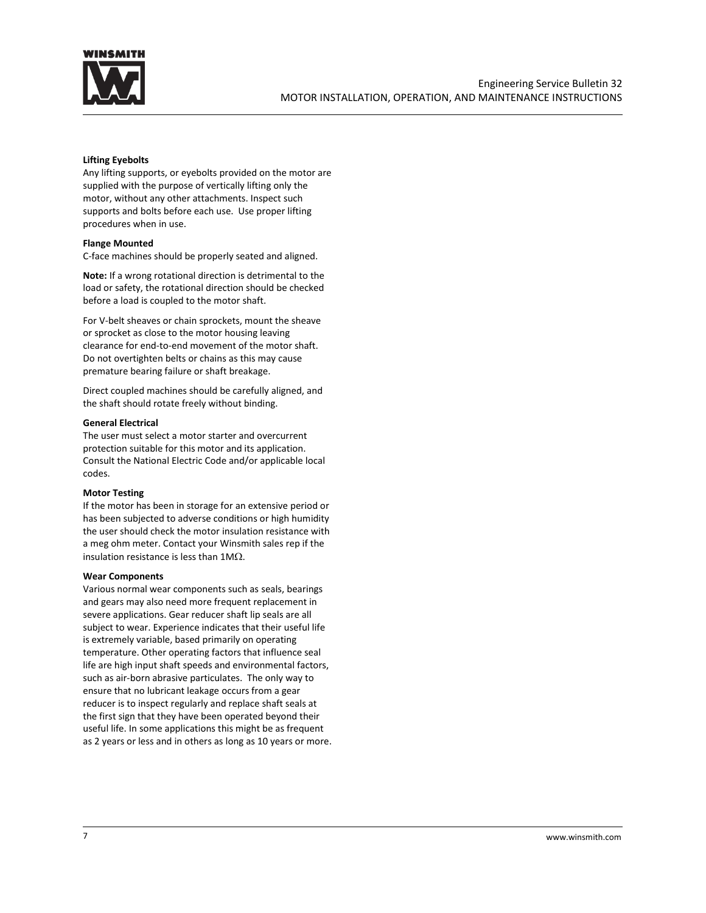**Lifting Eyebolts**

Any lifting supports, or eyebolts provided on the motor are supplied with the purpose of vertically lifting only the motor, without any other attachments. Inspect such supports and bolts before each use. Use proper lifting procedures when in use.

**Flange Mounted**

C-face machines should be properly seated and aligned.

**Note:** If a wrong rotational direction is detrimental to the load or safety, the rotational direction should be checked before a load is coupled to the motor shaft.

For V-belt sheaves or chain sprockets, mount the sheave or sprocket as close to the motor housing leaving clearance for end-to-end movement of the motor shaft. Do not overtighten belts or chains as this may cause premature bearing failure or shaft breakage.

Direct coupled machines should be carefully aligned, and the shaft should rotate freely without binding.

**General Electrical**

The user must select a motor starter and overcurrent protection suitable for this motor and its application. Consult the National Electric Code and/or applicable local codes.

**Motor Testing**

If the motor has been in storage for an extensive period or has been subjected to adverse conditions or high humidity the user should check the motor insulation resistance with a meg ohm meter. Contact your Winsmith sales rep if the insulation resistance is less than 1MΩ.

**Wear Components**

Various normal wear components such as seals, bearings and gears may also need more frequent replacement in severe applications. Gear reducer shaft lip seals are all subject to wear. Experience indicates that their useful life is extremely variable, based primarily on operating temperature. Other operating factors that influence seal life are high input shaft speeds and environmental factors, such as air-born abrasive particulates. The only way to ensure that no lubricant leakage occurs from a gear reducer is to inspect regularly and replace shaft seals at the first sign that they have been operated beyond their useful life. In some applications this might be as frequent as 2 years or less and in others as long as 10 years or more.